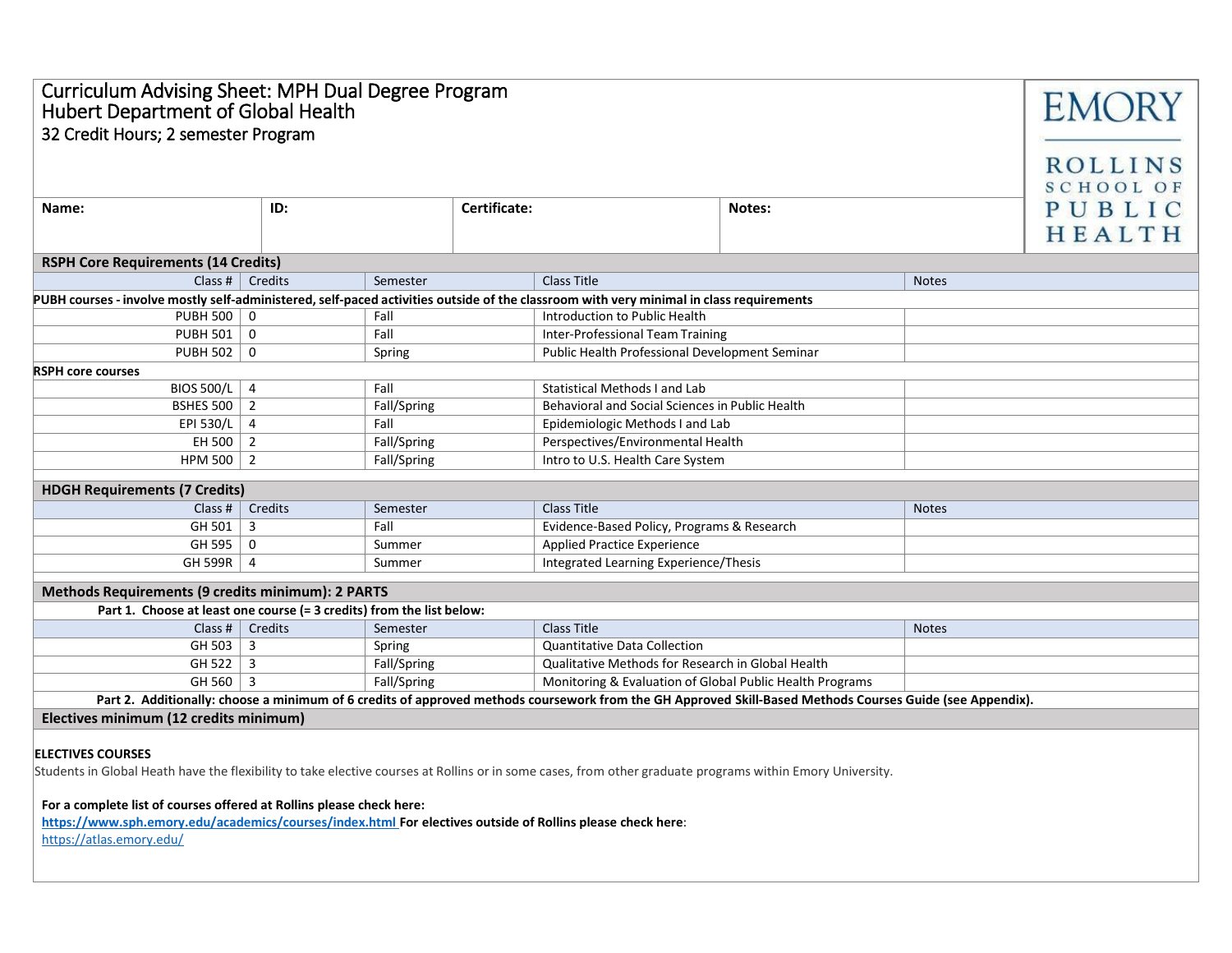# Curriculum Advising Sheet: MPH Dual Degree Program
## Hubert Department of Global Health
### 32 Credit Hours; 2 semester Program

EMORY ROLLINS SCHOOL OF PUBLIC HEALTH

| Name: | ID: | Certificate: | Notes: |
|---|---|---|---|
| | | | |

## RSPH Core Requirements (14 Credits)

| Class # | Credits | Semester | Class Title | Notes |
|---|---|---|---|---|
| **PUBH courses - involve mostly self-administered, self-paced activities outside of the classroom with very minimal in class requirements** | | | | |
| PUBH 500 | 0 | Fall | Introduction to Public Health | |
| PUBH 501 | 0 | Fall | Inter-Professional Team Training | |
| PUBH 502 | 0 | Spring | Public Health Professional Development Seminar | |
| **RSPH core courses** | | | | |
| BIOS 500/L | 4 | Fall | Statistical Methods I and Lab | |
| BSHES 500 | 2 | Fall/Spring | Behavioral and Social Sciences in Public Health | |
| EPI 530/L | 4 | Fall | Epidemiologic Methods I and Lab | |
| EH 500 | 2 | Fall/Spring | Perspectives/Environmental Health | |
| HPM 500 | 2 | Fall/Spring | Intro to U.S. Health Care System | |

## HDGH Requirements (7 Credits)

| Class # | Credits | Semester | Class Title | Notes |
|---|---|---|---|---|
| GH 501 | 3 | Fall | Evidence-Based Policy, Programs & Research | |
| GH 595 | 0 | Summer | Applied Practice Experience | |
| GH 599R | 4 | Summer | Integrated Learning Experience/Thesis | |

## Methods Requirements (9 credits minimum): 2 PARTS

**Part 1. Choose at least one course (= 3 credits) from the list below:**

| Class # | Credits | Semester | Class Title | Notes |
|---|---|---|---|---|
| GH 503 | 3 | Spring | Quantitative Data Collection | |
| GH 522 | 3 | Fall/Spring | Qualitative Methods for Research in Global Health | |
| GH 560 | 3 | Fall/Spring | Monitoring & Evaluation of Global Public Health Programs | |

**Part 2. Additionally: choose a minimum of 6 credits of approved methods coursework from the GH Approved Skill-Based Methods Courses Guide (see Appendix).**

## Electives minimum (12 credits minimum)

**ELECTIVES COURSES**

Students in Global Heath have the flexibility to take elective courses at Rollins or in some cases, from other graduate programs within Emory University.

**For a complete list of courses offered at Rollins please check here:**
https://www.sph.emory.edu/academics/courses/index.html **For electives outside of Rollins please check here**:
https://atlas.emory.edu/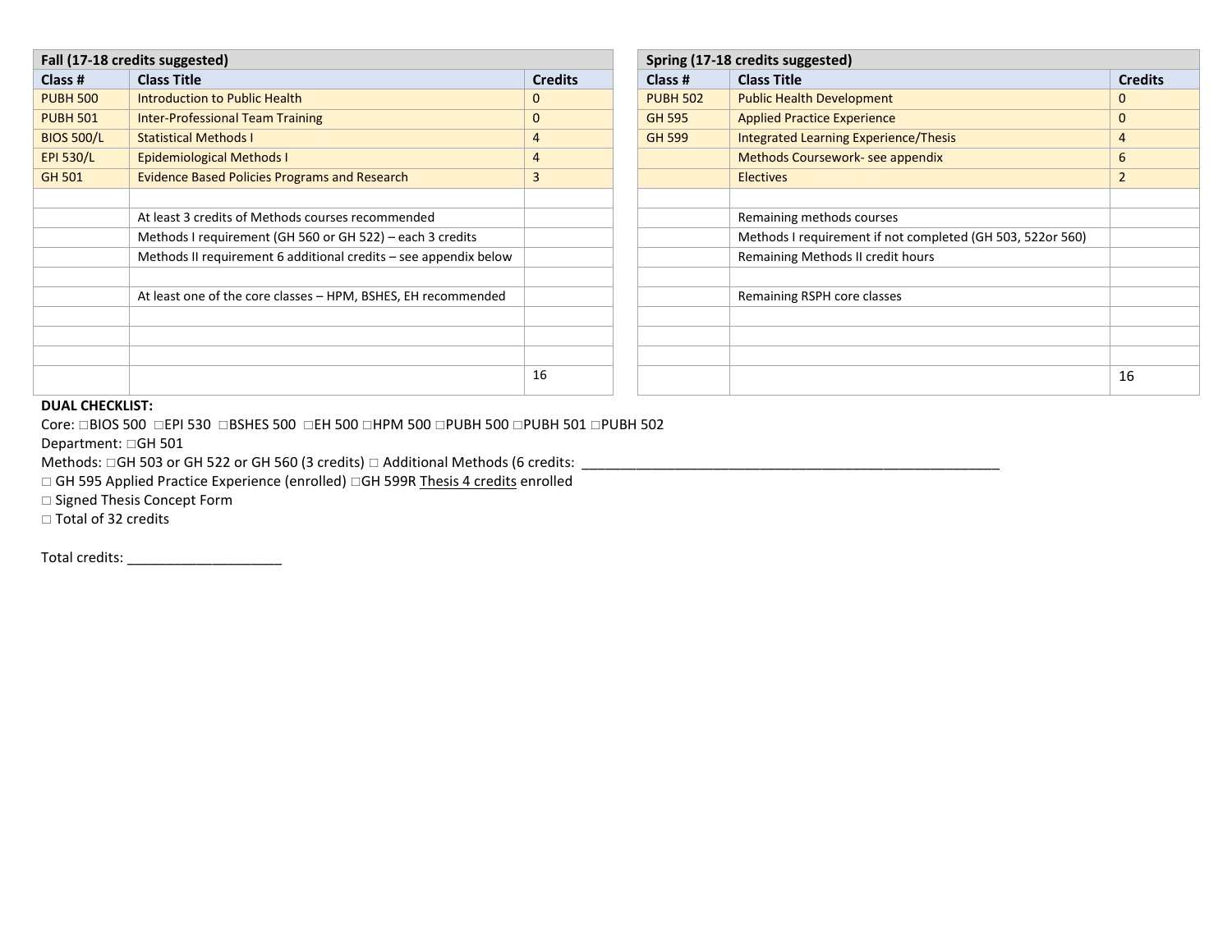| Fall (17-18 credits suggested) | | |
|---|---|---|
| **Class #** | **Class Title** | **Credits** |
| PUBH 500 | Introduction to Public Health | 0 |
| PUBH 501 | Inter-Professional Team Training | 0 |
| BIOS 500/L | Statistical Methods I | 4 |
| EPI 530/L | Epidemiological Methods I | 4 |
| GH 501 | Evidence Based Policies Programs and Research | 3 |
| | | |
| | At least 3 credits of Methods courses recommended | |
| | Methods I requirement (GH 560 or GH 522) – each 3 credits | |
| | Methods II requirement 6 additional credits – see appendix below | |
| | | |
| | At least one of the core classes – HPM, BSHES, EH recommended | |
| | | |
| | | |
| | | |
| | | 16 |

| Spring (17-18 credits suggested) | | |
|---|---|---|
| **Class #** | **Class Title** | **Credits** |
| PUBH 502 | Public Health Development | 0 |
| GH 595 | Applied Practice Experience | 0 |
| GH 599 | Integrated Learning Experience/Thesis | 4 |
| | Methods Coursework- see appendix | 6 |
| | Electives | 2 |
| | | |
| | Remaining methods courses | |
| | Methods I requirement if not completed (GH 503, 522or 560) | |
| | Remaining Methods II credit hours | |
| | | |
| | Remaining RSPH core classes | |
| | | |
| | | |
| | | |
| | | 16 |

**DUAL CHECKLIST:**

Core: □BIOS 500 □EPI 530 □BSHES 500 □EH 500 □HPM 500 □PUBH 500 □PUBH 501 □PUBH 502

Department: □GH 501

Methods: □GH 503 or GH 522 or GH 560 (3 credits) □ Additional Methods (6 credits: ________________________________________________________

□ GH 595 Applied Practice Experience (enrolled) □GH 599R Thesis 4 credits enrolled

□ Signed Thesis Concept Form

□ Total of 32 credits

Total credits: ____________________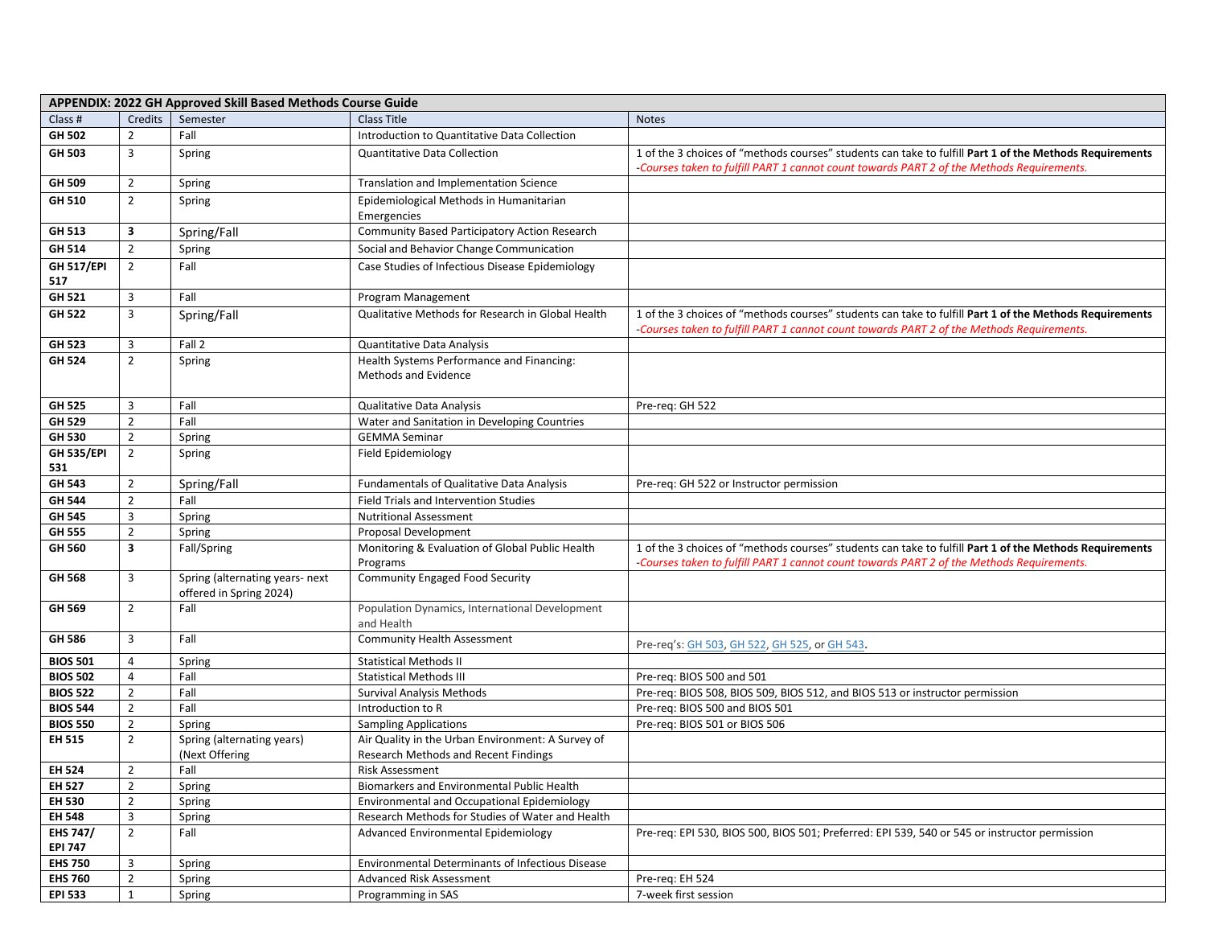| **APPENDIX: 2022 GH Approved Skill Based Methods Course Guide** | | | | |
|---|---|---|---|---|
| Class # | Credits | Semester | Class Title | Notes |
| **GH 502** | 2 | Fall | Introduction to Quantitative Data Collection | |
| **GH 503** | 3 | Spring | Quantitative Data Collection | 1 of the 3 choices of "methods courses" students can take to fulfill **Part 1 of the Methods Requirements** *-Courses taken to fulfill PART 1 cannot count towards PART 2 of the Methods Requirements.* |
| **GH 509** | 2 | Spring | Translation and Implementation Science | |
| **GH 510** | 2 | Spring | Epidemiological Methods in Humanitarian Emergencies | |
| **GH 513** | **3** | Spring/Fall | Community Based Participatory Action Research | |
| **GH 514** | 2 | Spring | Social and Behavior Change Communication | |
| **GH 517/EPI 517** | 2 | Fall | Case Studies of Infectious Disease Epidemiology | |
| **GH 521** | 3 | Fall | Program Management | |
| **GH 522** | 3 | Spring/Fall | Qualitative Methods for Research in Global Health | 1 of the 3 choices of "methods courses" students can take to fulfill **Part 1 of the Methods Requirements** *-Courses taken to fulfill PART 1 cannot count towards PART 2 of the Methods Requirements.* |
| **GH 523** | 3 | Fall 2 | Quantitative Data Analysis | |
| **GH 524** | 2 | Spring | Health Systems Performance and Financing: Methods and Evidence | |
| **GH 525** | 3 | Fall | Qualitative Data Analysis | Pre-req: GH 522 |
| **GH 529** | 2 | Fall | Water and Sanitation in Developing Countries | |
| **GH 530** | 2 | Spring | GEMMA Seminar | |
| **GH 535/EPI 531** | 2 | Spring | Field Epidemiology | |
| **GH 543** | 2 | Spring/Fall | Fundamentals of Qualitative Data Analysis | Pre-req: GH 522 or Instructor permission |
| **GH 544** | 2 | Fall | Field Trials and Intervention Studies | |
| **GH 545** | 3 | Spring | Nutritional Assessment | |
| **GH 555** | 2 | Spring | Proposal Development | |
| **GH 560** | **3** | Fall/Spring | Monitoring & Evaluation of Global Public Health Programs | 1 of the 3 choices of "methods courses" students can take to fulfill **Part 1 of the Methods Requirements** *-Courses taken to fulfill PART 1 cannot count towards PART 2 of the Methods Requirements.* |
| **GH 568** | 3 | Spring (alternating years- next offered in Spring 2024) | Community Engaged Food Security | |
| **GH 569** | 2 | Fall | Population Dynamics, International Development and Health | |
| **GH 586** | 3 | Fall | Community Health Assessment | Pre-req's: GH 503, GH 522, GH 525, or GH 543. |
| **BIOS 501** | 4 | Spring | Statistical Methods II | |
| **BIOS 502** | 4 | Fall | Statistical Methods III | Pre-req: BIOS 500 and 501 |
| **BIOS 522** | 2 | Fall | Survival Analysis Methods | Pre-req: BIOS 508, BIOS 509, BIOS 512, and BIOS 513 or instructor permission |
| **BIOS 544** | 2 | Fall | Introduction to R | Pre-req: BIOS 500 and BIOS 501 |
| **BIOS 550** | 2 | Spring | Sampling Applications | Pre-req: BIOS 501 or BIOS 506 |
| **EH 515** | 2 | Spring (alternating years) (Next Offering | Air Quality in the Urban Environment: A Survey of Research Methods and Recent Findings | |
| **EH 524** | 2 | Fall | Risk Assessment | |
| **EH 527** | 2 | Spring | Biomarkers and Environmental Public Health | |
| **EH 530** | 2 | Spring | Environmental and Occupational Epidemiology | |
| **EH 548** | 3 | Spring | Research Methods for Studies of Water and Health | |
| **EHS 747/ EPI 747** | 2 | Fall | Advanced Environmental Epidemiology | Pre-req: EPI 530, BIOS 500, BIOS 501; Preferred: EPI 539, 540 or 545 or instructor permission |
| **EHS 750** | 3 | Spring | Environmental Determinants of Infectious Disease | |
| **EHS 760** | 2 | Spring | Advanced Risk Assessment | Pre-req: EH 524 |
| **EPI 533** | 1 | Spring | Programming in SAS | 7-week first session |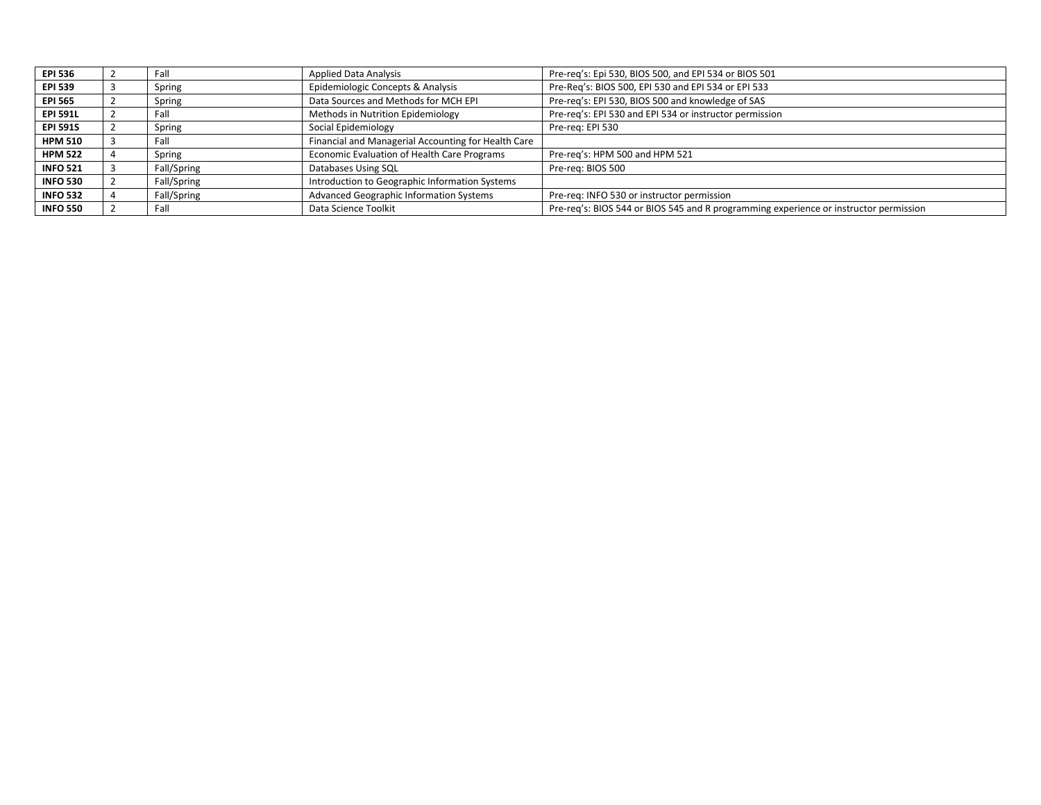| | | | | |
|---|---|---|---|---|
| **EPI 536** | 2 | Fall | Applied Data Analysis | Pre-req's: Epi 530, BIOS 500, and EPI 534 or BIOS 501 |
| **EPI 539** | 3 | Spring | Epidemiologic Concepts & Analysis | Pre-Req's: BIOS 500, EPI 530 and EPI 534 or EPI 533 |
| **EPI 565** | 2 | Spring | Data Sources and Methods for MCH EPI | Pre-req's: EPI 530, BIOS 500 and knowledge of SAS |
| **EPI 591L** | 2 | Fall | Methods in Nutrition Epidemiology | Pre-req's: EPI 530 and EPI 534 or instructor permission |
| **EPI 591S** | 2 | Spring | Social Epidemiology | Pre-req: EPI 530 |
| **HPM 510** | 3 | Fall | Financial and Managerial Accounting for Health Care | |
| **HPM 522** | 4 | Spring | Economic Evaluation of Health Care Programs | Pre-req's: HPM 500 and HPM 521 |
| **INFO 521** | 3 | Fall/Spring | Databases Using SQL | Pre-req: BIOS 500 |
| **INFO 530** | 2 | Fall/Spring | Introduction to Geographic Information Systems | |
| **INFO 532** | 4 | Fall/Spring | Advanced Geographic Information Systems | Pre-req: INFO 530 or instructor permission |
| **INFO 550** | 2 | Fall | Data Science Toolkit | Pre-req's: BIOS 544 or BIOS 545 and R programming experience or instructor permission |